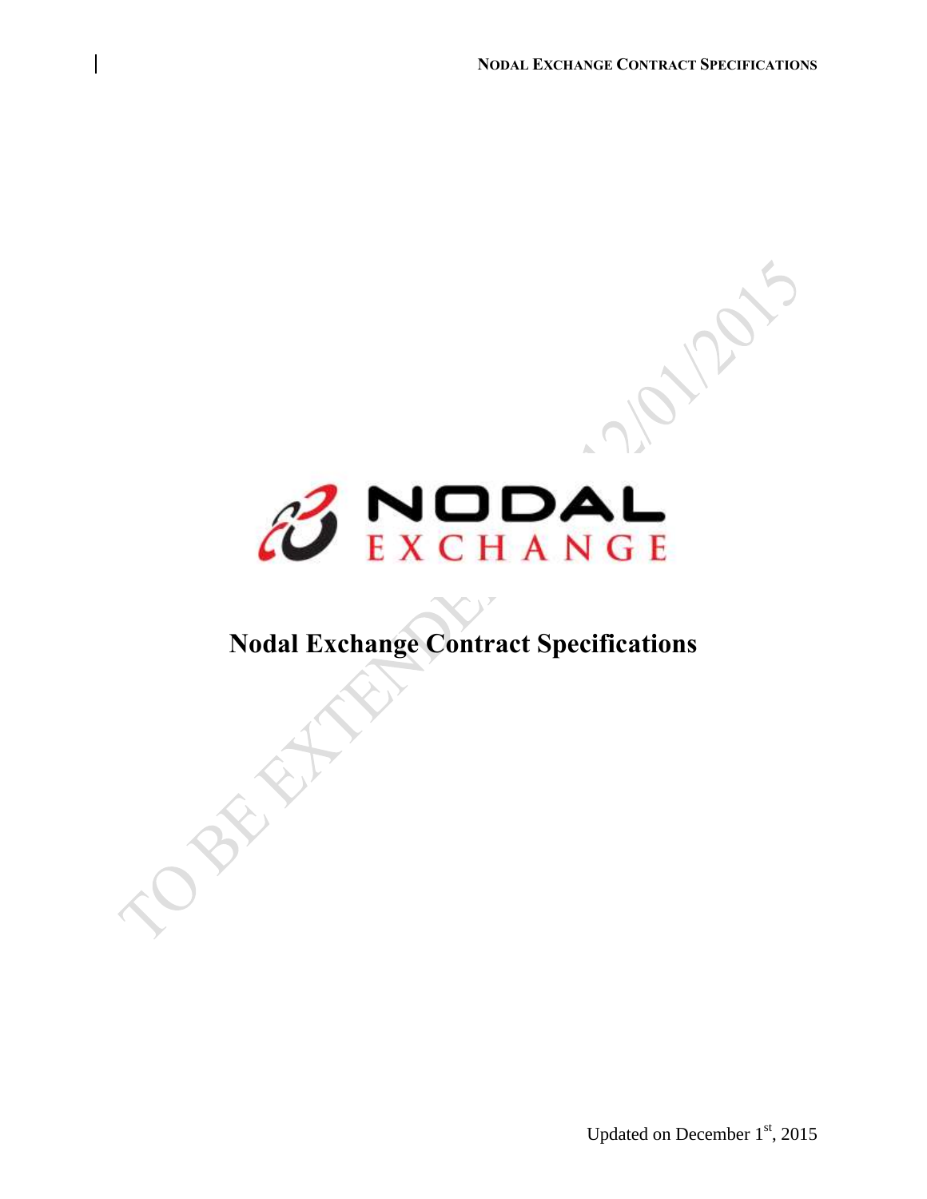# Nodal Exchange Contract Specifications

Updated on December 1st, 2015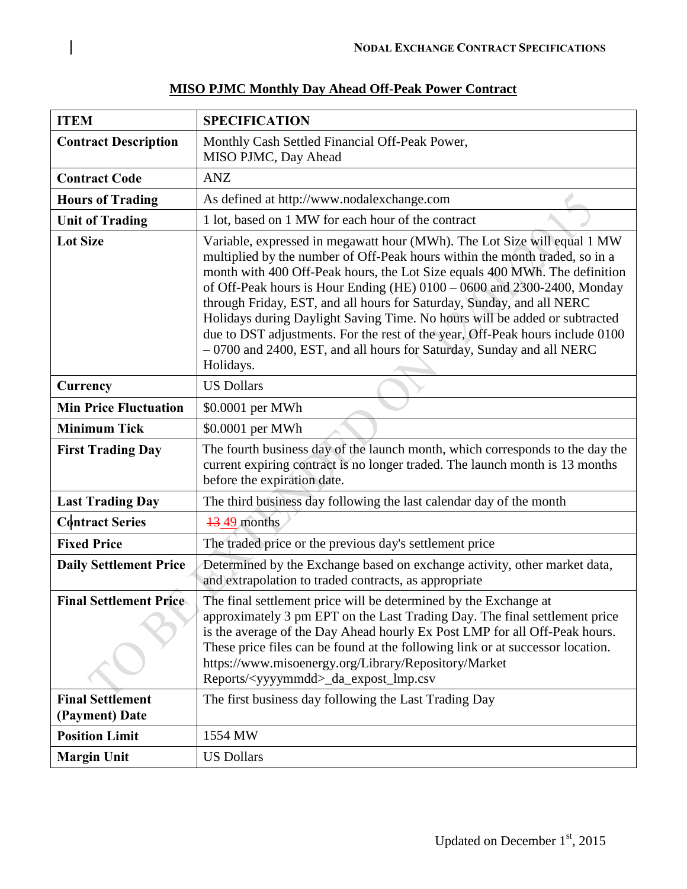## MISO PJMC Monthly Day Ahead Off-Peak Power Contract

| ITEM | SPECIFICATION |
|---|---|
| **Contract Description** | Monthly Cash Settled Financial Off-Peak Power, MISO PJMC, Day Ahead |
| **Contract Code** | ANZ |
| **Hours of Trading** | As defined at http://www.nodalexchange.com |
| **Unit of Trading** | 1 lot, based on 1 MW for each hour of the contract |
| **Lot Size** | Variable, expressed in megawatt hour (MWh). The Lot Size will equal 1 MW multiplied by the number of Off-Peak hours within the month traded, so in a month with 400 Off-Peak hours, the Lot Size equals 400 MWh. The definition of Off-Peak hours is Hour Ending (HE) 0100 – 0600 and 2300-2400, Monday through Friday, EST, and all hours for Saturday, Sunday, and all NERC Holidays during Daylight Saving Time. No hours will be added or subtracted due to DST adjustments. For the rest of the year, Off-Peak hours include 0100 – 0700 and 2400, EST, and all hours for Saturday, Sunday and all NERC Holidays. |
| **Currency** | US Dollars |
| **Min Price Fluctuation** | $0.0001 per MWh |
| **Minimum Tick** | $0.0001 per MWh |
| **First Trading Day** | The fourth business day of the launch month, which corresponds to the day the current expiring contract is no longer traded. The launch month is 13 months before the expiration date. |
| **Last Trading Day** | The third business day following the last calendar day of the month |
| **Contract Series** | ~~13~~ 49 months |
| **Fixed Price** | The traded price or the previous day's settlement price |
| **Daily Settlement Price** | Determined by the Exchange based on exchange activity, other market data, and extrapolation to traded contracts, as appropriate |
| **Final Settlement Price** | The final settlement price will be determined by the Exchange at approximately 3 pm EPT on the Last Trading Day. The final settlement price is the average of the Day Ahead hourly Ex Post LMP for all Off-Peak hours. These price files can be found at the following link or at successor location. https://www.misoenergy.org/Library/Repository/Market Reports/<yyyymmdd>_da_expost_lmp.csv |
| **Final Settlement (Payment) Date** | The first business day following the Last Trading Day |
| **Position Limit** | 1554 MW |
| **Margin Unit** | US Dollars |

Updated on December 1st, 2015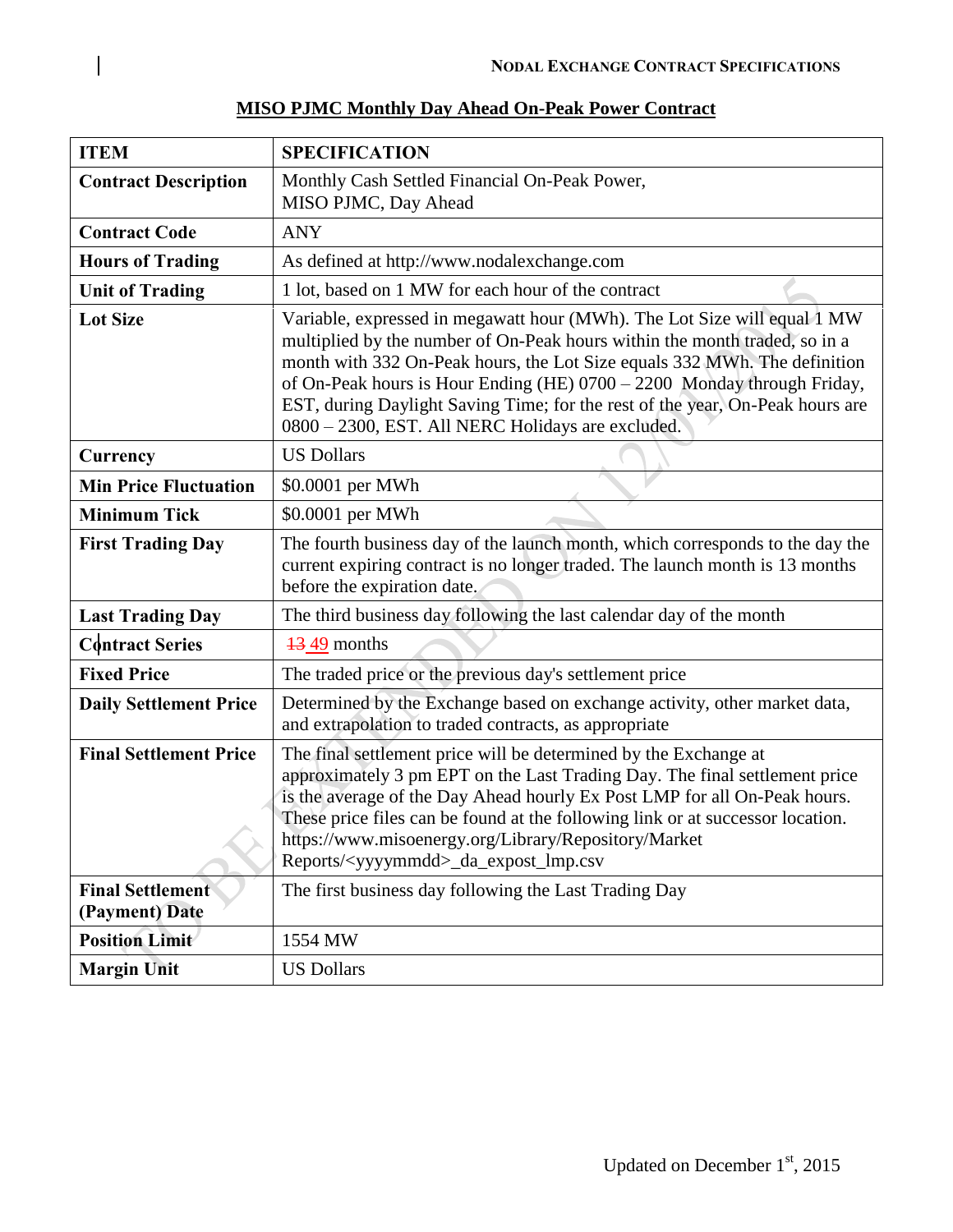**MISO PJMC Monthly Day Ahead On-Peak Power Contract**

| ITEM | SPECIFICATION |
|---|---|
| **Contract Description** | Monthly Cash Settled Financial On-Peak Power, MISO PJMC, Day Ahead |
| **Contract Code** | ANY |
| **Hours of Trading** | As defined at http://www.nodalexchange.com |
| **Unit of Trading** | 1 lot, based on 1 MW for each hour of the contract |
| **Lot Size** | Variable, expressed in megawatt hour (MWh). The Lot Size will equal 1 MW multiplied by the number of On-Peak hours within the month traded, so in a month with 332 On-Peak hours, the Lot Size equals 332 MWh. The definition of On-Peak hours is Hour Ending (HE) 0700 – 2200 Monday through Friday, EST, during Daylight Saving Time; for the rest of the year, On-Peak hours are 0800 – 2300, EST. All NERC Holidays are excluded. |
| **Currency** | US Dollars |
| **Min Price Fluctuation** | $0.0001 per MWh |
| **Minimum Tick** | $0.0001 per MWh |
| **First Trading Day** | The fourth business day of the launch month, which corresponds to the day the current expiring contract is no longer traded. The launch month is 13 months before the expiration date. |
| **Last Trading Day** | The third business day following the last calendar day of the month |
| **Contract Series** | ~~13~~ 49 months |
| **Fixed Price** | The traded price or the previous day's settlement price |
| **Daily Settlement Price** | Determined by the Exchange based on exchange activity, other market data, and extrapolation to traded contracts, as appropriate |
| **Final Settlement Price** | The final settlement price will be determined by the Exchange at approximately 3 pm EPT on the Last Trading Day. The final settlement price is the average of the Day Ahead hourly Ex Post LMP for all On-Peak hours. These price files can be found at the following link or at successor location. https://www.misoenergy.org/Library/Repository/Market Reports/<yyyymmdd>_da_expost_lmp.csv |
| **Final Settlement (Payment) Date** | The first business day following the Last Trading Day |
| **Position Limit** | 1554 MW |
| **Margin Unit** | US Dollars |

Updated on December 1st, 2015